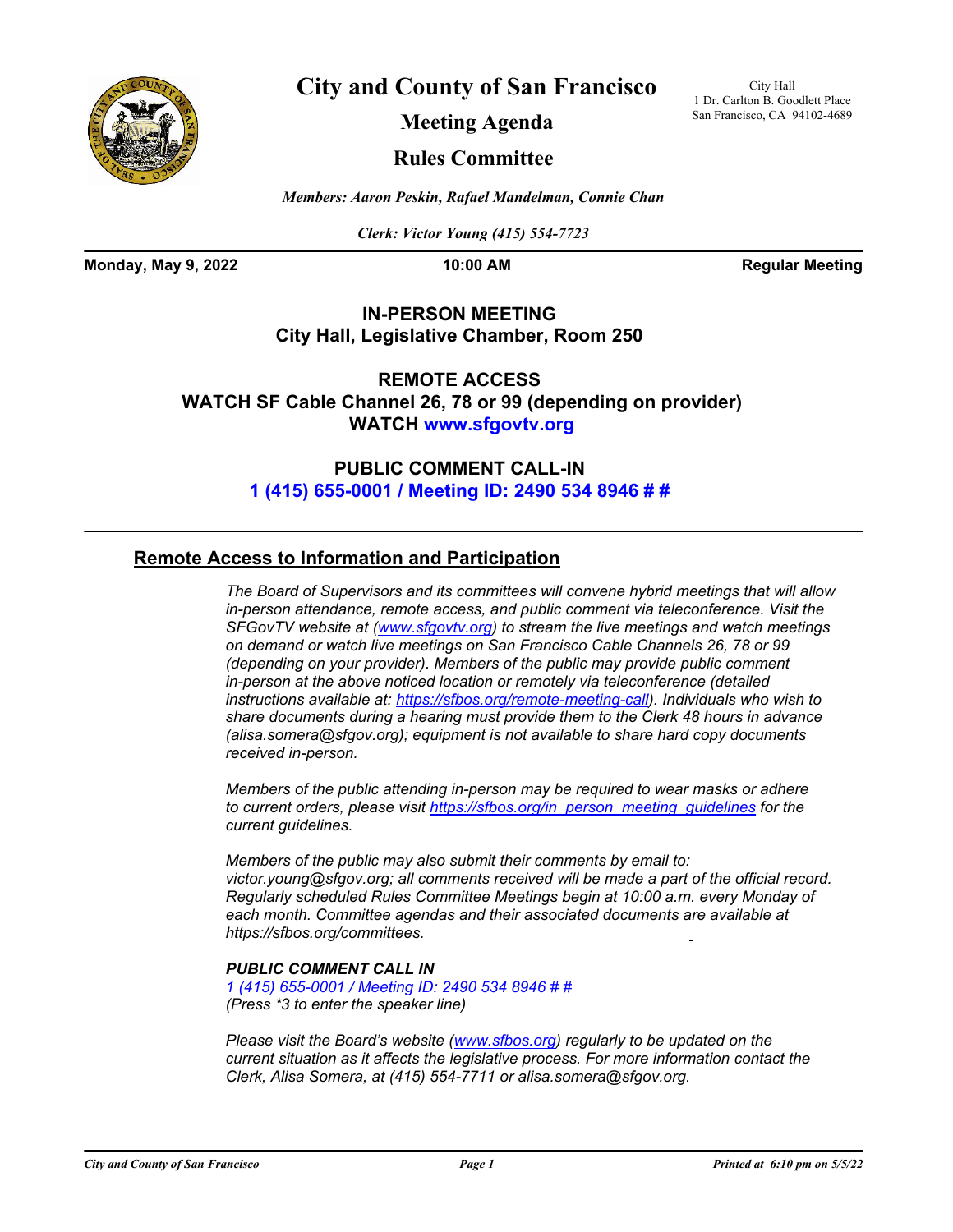# City and County of San Francisco

## Meeting Agenda

## Rules Committee

City Hall
1 Dr. Carlton B. Goodlett Place
San Francisco, CA 94102-4689

*Members: Aaron Peskin, Rafael Mandelman, Connie Chan*

*Clerk: Victor Young (415) 554-7723*

**Monday, May 9, 2022** **10:00 AM** **Regular Meeting**

**IN-PERSON MEETING**
**City Hall, Legislative Chamber, Room 250**

**REMOTE ACCESS**
**WATCH SF Cable Channel 26, 78 or 99 (depending on provider)**
**WATCH www.sfgovtv.org**

**PUBLIC COMMENT CALL-IN**
**1 (415) 655-0001 / Meeting ID: 2490 534 8946 # #**

## Remote Access to Information and Participation

*The Board of Supervisors and its committees will convene hybrid meetings that will allow in-person attendance, remote access, and public comment via teleconference. Visit the SFGovTV website at (www.sfgovtv.org) to stream the live meetings and watch meetings on demand or watch live meetings on San Francisco Cable Channels 26, 78 or 99 (depending on your provider). Members of the public may provide public comment in-person at the above noticed location or remotely via teleconference (detailed instructions available at: https://sfbos.org/remote-meeting-call). Individuals who wish to share documents during a hearing must provide them to the Clerk 48 hours in advance (alisa.somera@sfgov.org); equipment is not available to share hard copy documents received in-person.*

*Members of the public attending in-person may be required to wear masks or adhere to current orders, please visit https://sfbos.org/in_person_meeting_guidelines for the current guidelines.*

*Members of the public may also submit their comments by email to: victor.young@sfgov.org; all comments received will be made a part of the official record. Regularly scheduled Rules Committee Meetings begin at 10:00 a.m. every Monday of each month. Committee agendas and their associated documents are available at https://sfbos.org/committees.*

***PUBLIC COMMENT CALL IN***
*1 (415) 655-0001 / Meeting ID: 2490 534 8946 # #*
*(Press *3 to enter the speaker line)*

*Please visit the Board's website (www.sfbos.org) regularly to be updated on the current situation as it affects the legislative process. For more information contact the Clerk, Alisa Somera, at (415) 554-7711 or alisa.somera@sfgov.org.*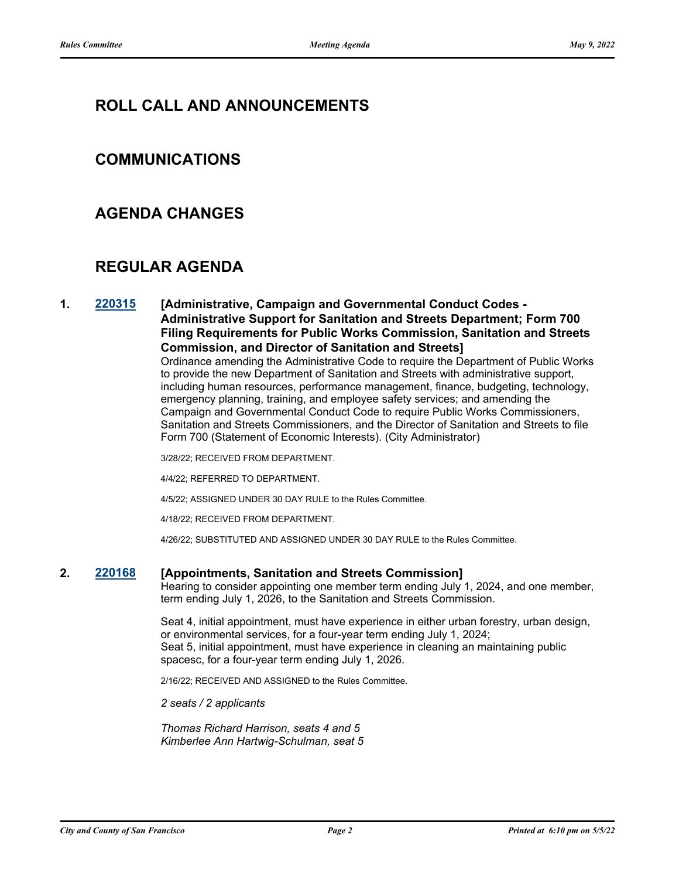## ROLL CALL AND ANNOUNCEMENTS

## COMMUNICATIONS

## AGENDA CHANGES

## REGULAR AGENDA

**1. 220315 [Administrative, Campaign and Governmental Conduct Codes - Administrative Support for Sanitation and Streets Department; Form 700 Filing Requirements for Public Works Commission, Sanitation and Streets Commission, and Director of Sanitation and Streets]**

Ordinance amending the Administrative Code to require the Department of Public Works to provide the new Department of Sanitation and Streets with administrative support, including human resources, performance management, finance, budgeting, technology, emergency planning, training, and employee safety services; and amending the Campaign and Governmental Conduct Code to require Public Works Commissioners, Sanitation and Streets Commissioners, and the Director of Sanitation and Streets to file Form 700 (Statement of Economic Interests). (City Administrator)

3/28/22; RECEIVED FROM DEPARTMENT.

4/4/22; REFERRED TO DEPARTMENT.

4/5/22; ASSIGNED UNDER 30 DAY RULE to the Rules Committee.

4/18/22; RECEIVED FROM DEPARTMENT.

4/26/22; SUBSTITUTED AND ASSIGNED UNDER 30 DAY RULE to the Rules Committee.

**2. 220168 [Appointments, Sanitation and Streets Commission]**

Hearing to consider appointing one member term ending July 1, 2024, and one member, term ending July 1, 2026, to the Sanitation and Streets Commission.

Seat 4, initial appointment, must have experience in either urban forestry, urban design, or environmental services, for a four-year term ending July 1, 2024;
Seat 5, initial appointment, must have experience in cleaning an maintaining public spacesc, for a four-year term ending July 1, 2026.

2/16/22; RECEIVED AND ASSIGNED to the Rules Committee.

*2 seats / 2 applicants*

*Thomas Richard Harrison, seats 4 and 5*
*Kimberlee Ann Hartwig-Schulman, seat 5*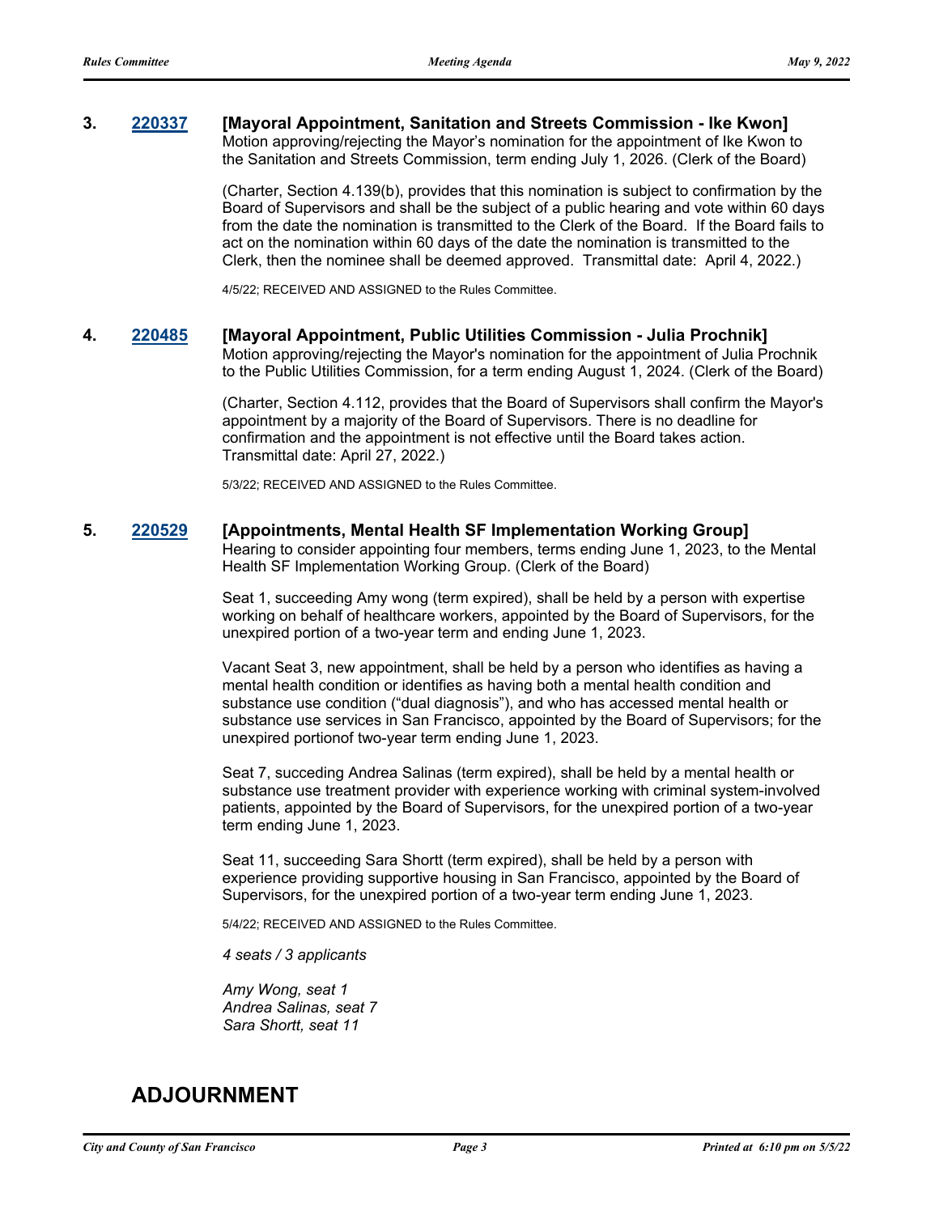**3. 220337 [Mayoral Appointment, Sanitation and Streets Commission - Ike Kwon]**

Motion approving/rejecting the Mayor's nomination for the appointment of Ike Kwon to the Sanitation and Streets Commission, term ending July 1, 2026. (Clerk of the Board)

(Charter, Section 4.139(b), provides that this nomination is subject to confirmation by the Board of Supervisors and shall be the subject of a public hearing and vote within 60 days from the date the nomination is transmitted to the Clerk of the Board. If the Board fails to act on the nomination within 60 days of the date the nomination is transmitted to the Clerk, then the nominee shall be deemed approved. Transmittal date: April 4, 2022.)

4/5/22; RECEIVED AND ASSIGNED to the Rules Committee.

**4. 220485 [Mayoral Appointment, Public Utilities Commission - Julia Prochnik]**

Motion approving/rejecting the Mayor's nomination for the appointment of Julia Prochnik to the Public Utilities Commission, for a term ending August 1, 2024. (Clerk of the Board)

(Charter, Section 4.112, provides that the Board of Supervisors shall confirm the Mayor's appointment by a majority of the Board of Supervisors. There is no deadline for confirmation and the appointment is not effective until the Board takes action. Transmittal date: April 27, 2022.)

5/3/22; RECEIVED AND ASSIGNED to the Rules Committee.

**5. 220529 [Appointments, Mental Health SF Implementation Working Group]**

Hearing to consider appointing four members, terms ending June 1, 2023, to the Mental Health SF Implementation Working Group. (Clerk of the Board)

Seat 1, succeeding Amy wong (term expired), shall be held by a person with expertise working on behalf of healthcare workers, appointed by the Board of Supervisors, for the unexpired portion of a two-year term and ending June 1, 2023.

Vacant Seat 3, new appointment, shall be held by a person who identifies as having a mental health condition or identifies as having both a mental health condition and substance use condition ("dual diagnosis"), and who has accessed mental health or substance use services in San Francisco, appointed by the Board of Supervisors; for the unexpired portionof two-year term ending June 1, 2023.

Seat 7, succeding Andrea Salinas (term expired), shall be held by a mental health or substance use treatment provider with experience working with criminal system-involved patients, appointed by the Board of Supervisors, for the unexpired portion of a two-year term ending June 1, 2023.

Seat 11, succeeding Sara Shortt (term expired), shall be held by a person with experience providing supportive housing in San Francisco, appointed by the Board of Supervisors, for the unexpired portion of a two-year term ending June 1, 2023.

5/4/22; RECEIVED AND ASSIGNED to the Rules Committee.

*4 seats / 3 applicants*

*Amy Wong, seat 1*
*Andrea Salinas, seat 7*
*Sara Shortt, seat 11*

# ADJOURNMENT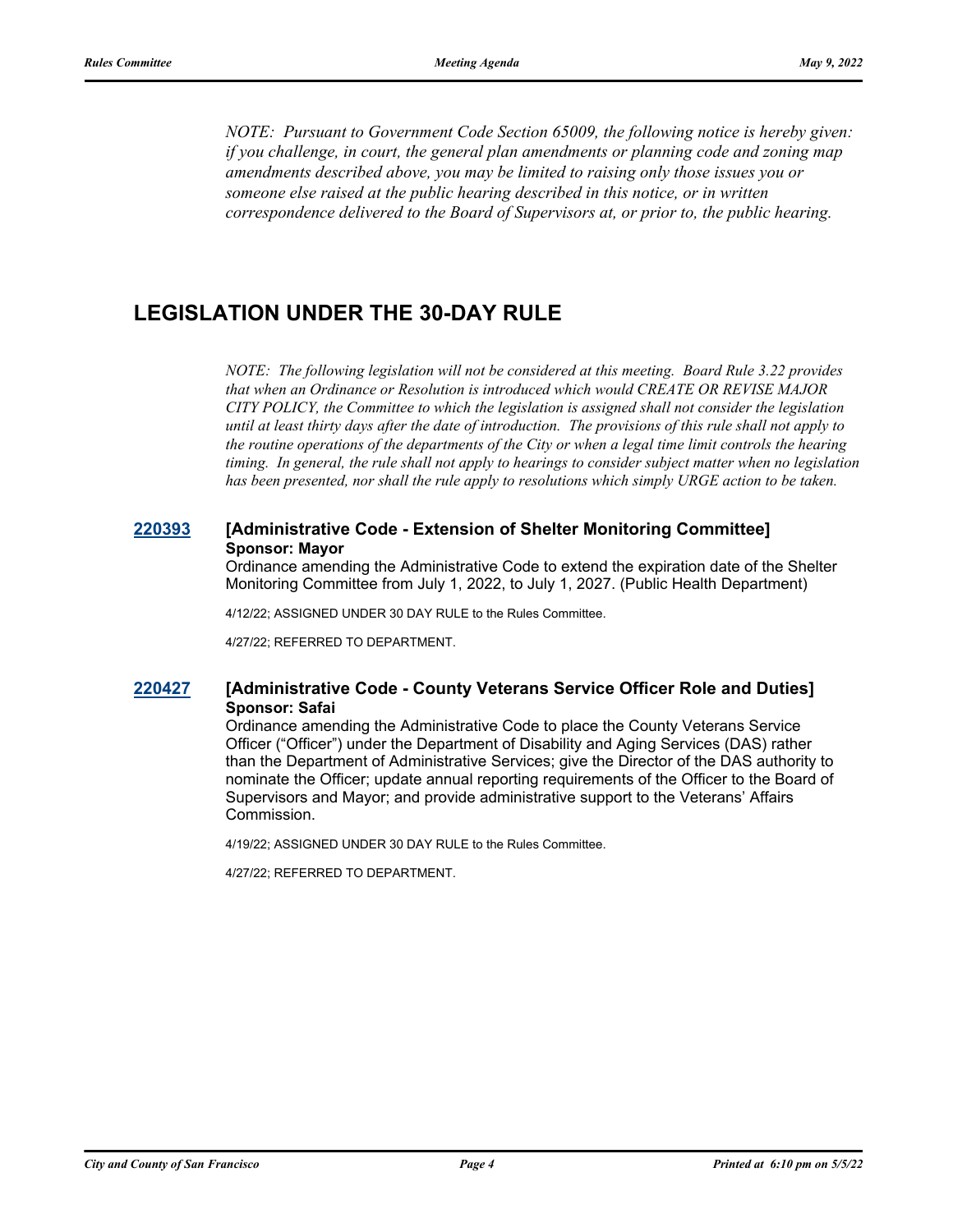*NOTE: Pursuant to Government Code Section 65009, the following notice is hereby given: if you challenge, in court, the general plan amendments or planning code and zoning map amendments described above, you may be limited to raising only those issues you or someone else raised at the public hearing described in this notice, or in written correspondence delivered to the Board of Supervisors at, or prior to, the public hearing.*

## LEGISLATION UNDER THE 30-DAY RULE

*NOTE: The following legislation will not be considered at this meeting. Board Rule 3.22 provides that when an Ordinance or Resolution is introduced which would CREATE OR REVISE MAJOR CITY POLICY, the Committee to which the legislation is assigned shall not consider the legislation until at least thirty days after the date of introduction. The provisions of this rule shall not apply to the routine operations of the departments of the City or when a legal time limit controls the hearing timing. In general, the rule shall not apply to hearings to consider subject matter when no legislation has been presented, nor shall the rule apply to resolutions which simply URGE action to be taken.*

### 220393 [Administrative Code - Extension of Shelter Monitoring Committee]

**Sponsor: Mayor**

Ordinance amending the Administrative Code to extend the expiration date of the Shelter Monitoring Committee from July 1, 2022, to July 1, 2027. (Public Health Department)

4/12/22; ASSIGNED UNDER 30 DAY RULE to the Rules Committee.

4/27/22; REFERRED TO DEPARTMENT.

### 220427 [Administrative Code - County Veterans Service Officer Role and Duties]

**Sponsor: Safai**

Ordinance amending the Administrative Code to place the County Veterans Service Officer ("Officer") under the Department of Disability and Aging Services (DAS) rather than the Department of Administrative Services; give the Director of the DAS authority to nominate the Officer; update annual reporting requirements of the Officer to the Board of Supervisors and Mayor; and provide administrative support to the Veterans' Affairs Commission.

4/19/22; ASSIGNED UNDER 30 DAY RULE to the Rules Committee.

4/27/22; REFERRED TO DEPARTMENT.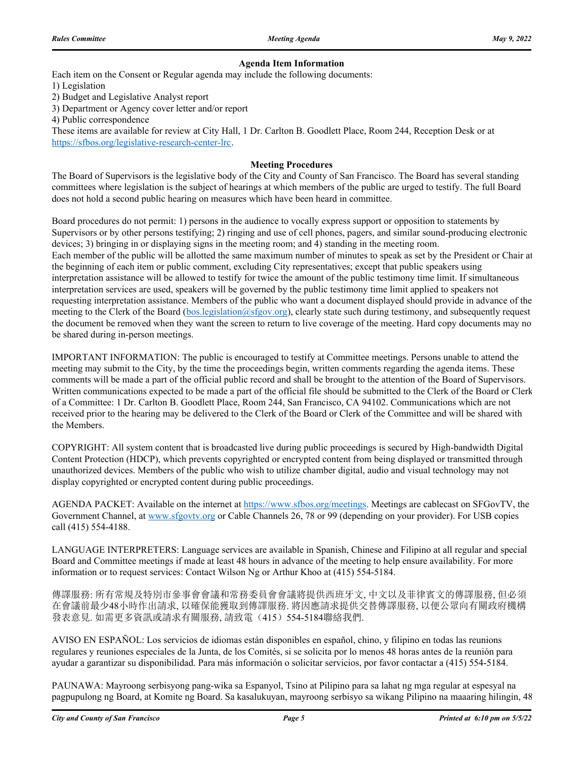### Agenda Item Information

Each item on the Consent or Regular agenda may include the following documents:

1) Legislation
2) Budget and Legislative Analyst report
3) Department or Agency cover letter and/or report
4) Public correspondence

These items are available for review at City Hall, 1 Dr. Carlton B. Goodlett Place, Room 244, Reception Desk or at https://sfbos.org/legislative-research-center-lrc.

### Meeting Procedures

The Board of Supervisors is the legislative body of the City and County of San Francisco. The Board has several standing committees where legislation is the subject of hearings at which members of the public are urged to testify. The full Board does not hold a second public hearing on measures which have been heard in committee.

Board procedures do not permit: 1) persons in the audience to vocally express support or opposition to statements by Supervisors or by other persons testifying; 2) ringing and use of cell phones, pagers, and similar sound-producing electronic devices; 3) bringing in or displaying signs in the meeting room; and 4) standing in the meeting room.
Each member of the public will be allotted the same maximum number of minutes to speak as set by the President or Chair at the beginning of each item or public comment, excluding City representatives; except that public speakers using interpretation assistance will be allowed to testify for twice the amount of the public testimony time limit. If simultaneous interpretation services are used, speakers will be governed by the public testimony time limit applied to speakers not requesting interpretation assistance. Members of the public who want a document displayed should provide in advance of the meeting to the Clerk of the Board (bos.legislation@sfgov.org), clearly state such during testimony, and subsequently request the document be removed when they want the screen to return to live coverage of the meeting. Hard copy documents may not be shared during in-person meetings.

IMPORTANT INFORMATION: The public is encouraged to testify at Committee meetings. Persons unable to attend the meeting may submit to the City, by the time the proceedings begin, written comments regarding the agenda items. These comments will be made a part of the official public record and shall be brought to the attention of the Board of Supervisors. Written communications expected to be made a part of the official file should be submitted to the Clerk of the Board or Clerk of a Committee: 1 Dr. Carlton B. Goodlett Place, Room 244, San Francisco, CA 94102. Communications which are not received prior to the hearing may be delivered to the Clerk of the Board or Clerk of the Committee and will be shared with the Members.

COPYRIGHT: All system content that is broadcasted live during public proceedings is secured by High-bandwidth Digital Content Protection (HDCP), which prevents copyrighted or encrypted content from being displayed or transmitted through unauthorized devices. Members of the public who wish to utilize chamber digital, audio and visual technology may not display copyrighted or encrypted content during public proceedings.

AGENDA PACKET: Available on the internet at https://www.sfbos.org/meetings. Meetings are cablecast on SFGovTV, the Government Channel, at www.sfgovtv.org or Cable Channels 26, 78 or 99 (depending on your provider). For USB copies call (415) 554-4188.

LANGUAGE INTERPRETERS: Language services are available in Spanish, Chinese and Filipino at all regular and special Board and Committee meetings if made at least 48 hours in advance of the meeting to help ensure availability. For more information or to request services: Contact Wilson Ng or Arthur Khoo at (415) 554-5184.

傳譯服務: 所有常規及特別市參事會會議和常務委員會會議將提供西班牙文, 中文以及菲律賓文的傳譯服務, 但必須在會議前最少48小時作出請求, 以確保能獲取到傳譯服務. 將因應請求提供交替傳譯服務, 以便公眾向有關政府機構發表意見. 如需更多資訊或請求有關服務, 請致電（415）554-5184聯絡我們.

AVISO EN ESPAÑOL: Los servicios de idiomas están disponibles en español, chino, y filipino en todas las reunions regulares y reuniones especiales de la Junta, de los Comités, si se solicita por lo menos 48 horas antes de la reunión para ayudar a garantizar su disponibilidad. Para más información o solicitar servicios, por favor contactar a (415) 554-5184.

PAUNAWA: Mayroong serbisyong pang-wika sa Espanyol, Tsino at Pilipino para sa lahat ng mga regular at espesyal na pagpupulong ng Board, at Komite ng Board. Sa kasalukuyan, mayroong serbisyo sa wikang Pilipino na maaaring hilingin, 48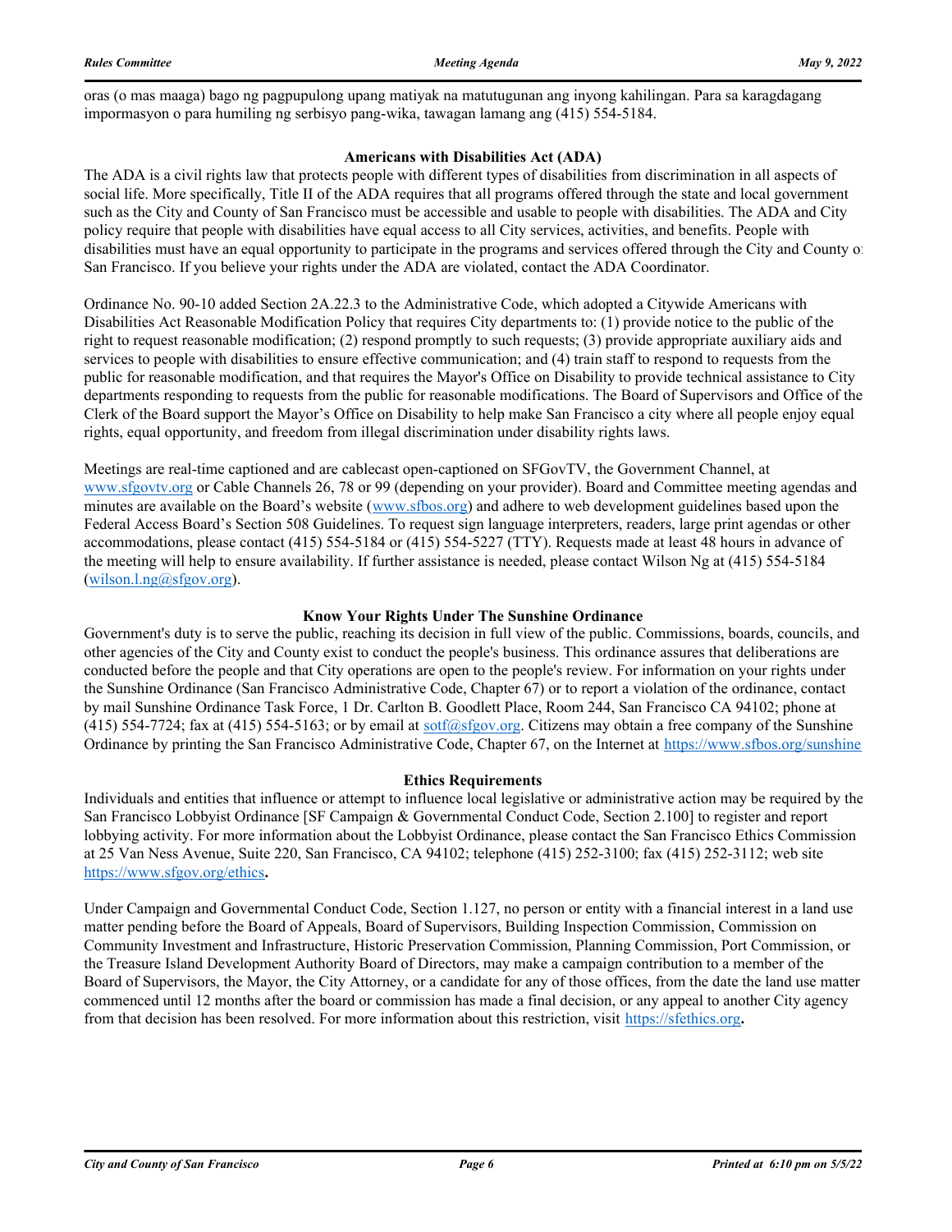oras (o mas maaga) bago ng pagpupulong upang matiyak na matutugunan ang inyong kahilingan. Para sa karagdagang impormasyon o para humiling ng serbisyo pang-wika, tawagan lamang ang (415) 554-5184.

### Americans with Disabilities Act (ADA)

The ADA is a civil rights law that protects people with different types of disabilities from discrimination in all aspects of social life. More specifically, Title II of the ADA requires that all programs offered through the state and local government such as the City and County of San Francisco must be accessible and usable to people with disabilities. The ADA and City policy require that people with disabilities have equal access to all City services, activities, and benefits. People with disabilities must have an equal opportunity to participate in the programs and services offered through the City and County of San Francisco. If you believe your rights under the ADA are violated, contact the ADA Coordinator.

Ordinance No. 90-10 added Section 2A.22.3 to the Administrative Code, which adopted a Citywide Americans with Disabilities Act Reasonable Modification Policy that requires City departments to: (1) provide notice to the public of the right to request reasonable modification; (2) respond promptly to such requests; (3) provide appropriate auxiliary aids and services to people with disabilities to ensure effective communication; and (4) train staff to respond to requests from the public for reasonable modification, and that requires the Mayor's Office on Disability to provide technical assistance to City departments responding to requests from the public for reasonable modifications. The Board of Supervisors and Office of the Clerk of the Board support the Mayor's Office on Disability to help make San Francisco a city where all people enjoy equal rights, equal opportunity, and freedom from illegal discrimination under disability rights laws.

Meetings are real-time captioned and are cablecast open-captioned on SFGovTV, the Government Channel, at www.sfgovtv.org or Cable Channels 26, 78 or 99 (depending on your provider). Board and Committee meeting agendas and minutes are available on the Board's website (www.sfbos.org) and adhere to web development guidelines based upon the Federal Access Board's Section 508 Guidelines. To request sign language interpreters, readers, large print agendas or other accommodations, please contact (415) 554-5184 or (415) 554-5227 (TTY). Requests made at least 48 hours in advance of the meeting will help to ensure availability. If further assistance is needed, please contact Wilson Ng at (415) 554-5184 (wilson.l.ng@sfgov.org).

### Know Your Rights Under The Sunshine Ordinance

Government's duty is to serve the public, reaching its decision in full view of the public. Commissions, boards, councils, and other agencies of the City and County exist to conduct the people's business. This ordinance assures that deliberations are conducted before the people and that City operations are open to the people's review. For information on your rights under the Sunshine Ordinance (San Francisco Administrative Code, Chapter 67) or to report a violation of the ordinance, contact by mail Sunshine Ordinance Task Force, 1 Dr. Carlton B. Goodlett Place, Room 244, San Francisco CA 94102; phone at (415) 554-7724; fax at (415) 554-5163; or by email at sotf@sfgov.org. Citizens may obtain a free company of the Sunshine Ordinance by printing the San Francisco Administrative Code, Chapter 67, on the Internet at https://www.sfbos.org/sunshine

### Ethics Requirements

Individuals and entities that influence or attempt to influence local legislative or administrative action may be required by the San Francisco Lobbyist Ordinance [SF Campaign & Governmental Conduct Code, Section 2.100] to register and report lobbying activity. For more information about the Lobbyist Ordinance, please contact the San Francisco Ethics Commission at 25 Van Ness Avenue, Suite 220, San Francisco, CA 94102; telephone (415) 252-3100; fax (415) 252-3112; web site https://www.sfgov.org/ethics**.**

Under Campaign and Governmental Conduct Code, Section 1.127, no person or entity with a financial interest in a land use matter pending before the Board of Appeals, Board of Supervisors, Building Inspection Commission, Commission on Community Investment and Infrastructure, Historic Preservation Commission, Planning Commission, Port Commission, or the Treasure Island Development Authority Board of Directors, may make a campaign contribution to a member of the Board of Supervisors, the Mayor, the City Attorney, or a candidate for any of those offices, from the date the land use matter commenced until 12 months after the board or commission has made a final decision, or any appeal to another City agency from that decision has been resolved. For more information about this restriction, visit https://sfethics.org**.**